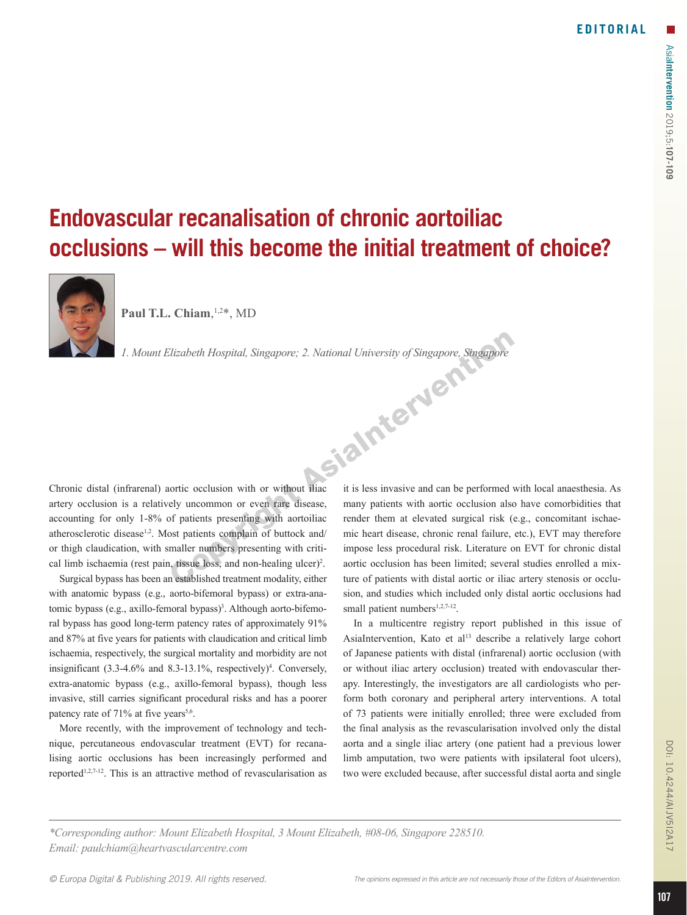EDITORIAL

# Endovascular recanalisation of chronic aortoiliac occlusions – will this become the initial treatment of choice?

**Paul T.L. Chiam**,[1,2*], MD

*1. Mount Elizabeth Hospital, Singapore; 2. National University of Singapore, Singapore*

Chronic distal (infrarenal) aortic occlusion with or without iliac artery occlusion is a relatively uncommon or even rare disease, accounting for only 1-8% of patients presenting with aortoiliac atherosclerotic disease[1,2]. Most patients complain of buttock and/or thigh claudication, with smaller numbers presenting with critical limb ischaemia (rest pain, tissue loss, and non-healing ulcer)[2].

Surgical bypass has been an established treatment modality, either with anatomic bypass (e.g., aorto-bifemoral bypass) or extra-anatomic bypass (e.g., axillo-femoral bypass)[3]. Although aorto-bifemoral bypass has good long-term patency rates of approximately 91% and 87% at five years for patients with claudication and critical limb ischaemia, respectively, the surgical mortality and morbidity are not insignificant (3.3-4.6% and 8.3-13.1%, respectively)[4]. Conversely, extra-anatomic bypass (e.g., axillo-femoral bypass), though less invasive, still carries significant procedural risks and has a poorer patency rate of 71% at five years[5,6].

More recently, with the improvement of technology and technique, percutaneous endovascular treatment (EVT) for recanalising aortic occlusions has been increasingly performed and reported[1,2,7-12]. This is an attractive method of revascularisation as it is less invasive and can be performed with local anaesthesia. As many patients with aortic occlusion also have comorbidities that render them at elevated surgical risk (e.g., concomitant ischaemic heart disease, chronic renal failure, etc.), EVT may therefore impose less procedural risk. Literature on EVT for chronic distal aortic occlusion has been limited; several studies enrolled a mixture of patients with distal aortic or iliac artery stenosis or occlusion, and studies which included only distal aortic occlusions had small patient numbers[1,2,7-12].

In a multicentre registry report published in this issue of AsiaIntervention, Kato et al[13] describe a relatively large cohort of Japanese patients with distal (infrarenal) aortic occlusion (with or without iliac artery occlusion) treated with endovascular therapy. Interestingly, the investigators are all cardiologists who perform both coronary and peripheral artery interventions. A total of 73 patients were initially enrolled; three were excluded from the final analysis as the revascularisation involved only the distal aorta and a single iliac artery (one patient had a previous lower limb amputation, two were patients with ipsilateral foot ulcers), two were excluded because, after successful distal aorta and single

*Corresponding author: Mount Elizabeth Hospital, 3 Mount Elizabeth, #08-06, Singapore 228510. Email: paulchiam@heartvascularcentre.com*

© Europa Digital & Publishing 2019. All rights reserved.

The opinions expressed in this article are not necessarily those of the Editors of AsiaIntervention.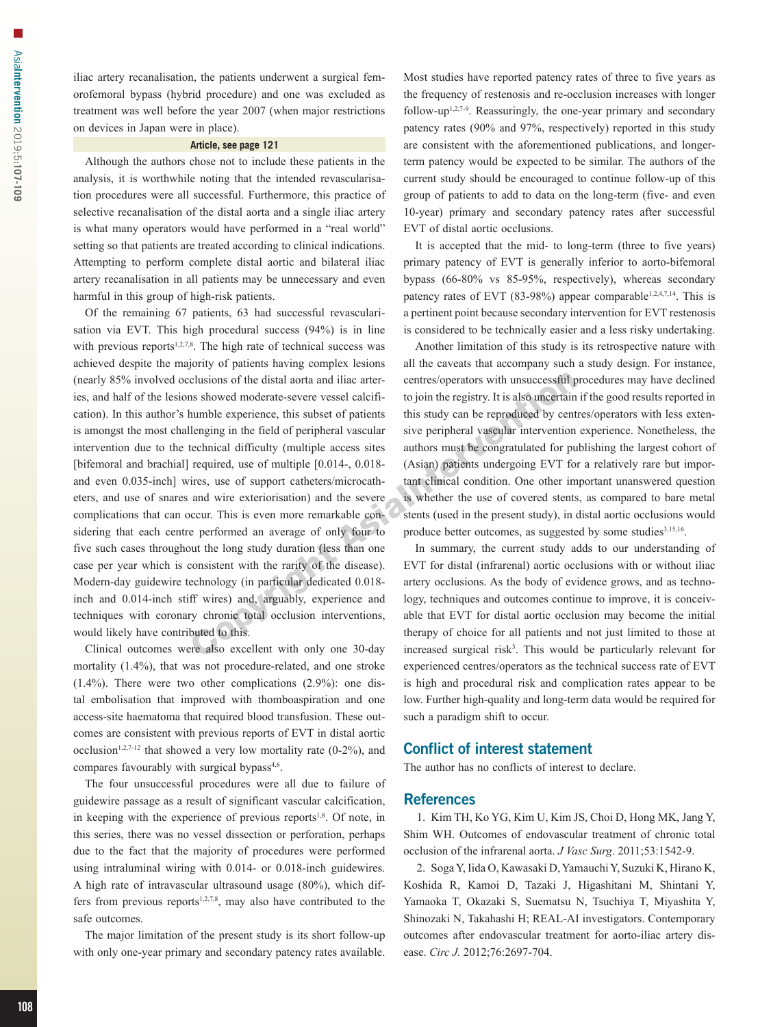iliac artery recanalisation, the patients underwent a surgical femorofemoral bypass (hybrid procedure) and one was excluded as treatment was well before the year 2007 (when major restrictions on devices in Japan were in place).

**Article, see page 121**

Although the authors chose not to include these patients in the analysis, it is worthwhile noting that the intended revascularisation procedures were all successful. Furthermore, this practice of selective recanalisation of the distal aorta and a single iliac artery is what many operators would have performed in a "real world" setting so that patients are treated according to clinical indications. Attempting to perform complete distal aortic and bilateral iliac artery recanalisation in all patients may be unnecessary and even harmful in this group of high-risk patients.

Of the remaining 67 patients, 63 had successful revascularisation via EVT. This high procedural success (94%) is in line with previous reports[1,2,7,8]. The high rate of technical success was achieved despite the majority of patients having complex lesions (nearly 85% involved occlusions of the distal aorta and iliac arteries, and half of the lesions showed moderate-severe vessel calcification). In this author's humble experience, this subset of patients is amongst the most challenging in the field of peripheral vascular intervention due to the technical difficulty (multiple access sites [bifemoral and brachial] required, use of multiple [0.014-, 0.018- and even 0.035-inch] wires, use of support catheters/microcatheters, and use of snares and wire exteriorisation) and the severe complications that can occur. This is even more remarkable considering that each centre performed an average of only four to five such cases throughout the long study duration (less than one case per year which is consistent with the rarity of the disease). Modern-day guidewire technology (in particular dedicated 0.018-inch and 0.014-inch stiff wires) and, arguably, experience and techniques with coronary chronic total occlusion interventions, would likely have contributed to this.

Clinical outcomes were also excellent with only one 30-day mortality (1.4%), that was not procedure-related, and one stroke (1.4%). There were two other complications (2.9%): one distal embolisation that improved with thomboaspiration and one access-site haematoma that required blood transfusion. These outcomes are consistent with previous reports of EVT in distal aortic occlusion[1,2,7-12] that showed a very low mortality rate (0-2%), and compares favourably with surgical bypass[4,6].

The four unsuccessful procedures were all due to failure of guidewire passage as a result of significant vascular calcification, in keeping with the experience of previous reports[1,8]. Of note, in this series, there was no vessel dissection or perforation, perhaps due to the fact that the majority of procedures were performed using intraluminal wiring with 0.014- or 0.018-inch guidewires. A high rate of intravascular ultrasound usage (80%), which differs from previous reports[1,2,7,8], may also have contributed to the safe outcomes.

The major limitation of the present study is its short follow-up with only one-year primary and secondary patency rates available. Most studies have reported patency rates of three to five years as the frequency of restenosis and re-occlusion increases with longer follow-up[1,2,7-9]. Reassuringly, the one-year primary and secondary patency rates (90% and 97%, respectively) reported in this study are consistent with the aforementioned publications, and longer-term patency would be expected to be similar. The authors of the current study should be encouraged to continue follow-up of this group of patients to add to data on the long-term (five- and even 10-year) primary and secondary patency rates after successful EVT of distal aortic occlusions.

It is accepted that the mid- to long-term (three to five years) primary patency of EVT is generally inferior to aorto-bifemoral bypass (66-80% vs 85-95%, respectively), whereas secondary patency rates of EVT (83-98%) appear comparable[1,2,4,7,14]. This is a pertinent point because secondary intervention for EVT restenosis is considered to be technically easier and a less risky undertaking.

Another limitation of this study is its retrospective nature with all the caveats that accompany such a study design. For instance, centres/operators with unsuccessful procedures may have declined to join the registry. It is also uncertain if the good results reported in this study can be reproduced by centres/operators with less extensive peripheral vascular intervention experience. Nonetheless, the authors must be congratulated for publishing the largest cohort of (Asian) patients undergoing EVT for a relatively rare but important clinical condition. One other important unanswered question is whether the use of covered stents, as compared to bare metal stents (used in the present study), in distal aortic occlusions would produce better outcomes, as suggested by some studies[3,15,16].

In summary, the current study adds to our understanding of EVT for distal (infrarenal) aortic occlusions with or without iliac artery occlusions. As the body of evidence grows, and as technology, techniques and outcomes continue to improve, it is conceivable that EVT for distal aortic occlusion may become the initial therapy of choice for all patients and not just limited to those at increased surgical risk[3]. This would be particularly relevant for experienced centres/operators as the technical success rate of EVT is high and procedural risk and complication rates appear to be low. Further high-quality and long-term data would be required for such a paradigm shift to occur.

## Conflict of interest statement

The author has no conflicts of interest to declare.

## References

1. Kim TH, Ko YG, Kim U, Kim JS, Choi D, Hong MK, Jang Y, Shim WH. Outcomes of endovascular treatment of chronic total occlusion of the infrarenal aorta. *J Vasc Surg*. 2011;53:1542-9.

2. Soga Y, Iida O, Kawasaki D, Yamauchi Y, Suzuki K, Hirano K, Koshida R, Kamoi D, Tazaki J, Higashitani M, Shintani Y, Yamaoka T, Okazaki S, Suematsu N, Tsuchiya T, Miyashita Y, Shinozaki N, Takahashi H; REAL-AI investigators. Contemporary outcomes after endovascular treatment for aorto-iliac artery disease. *Circ J.* 2012;76:2697-704.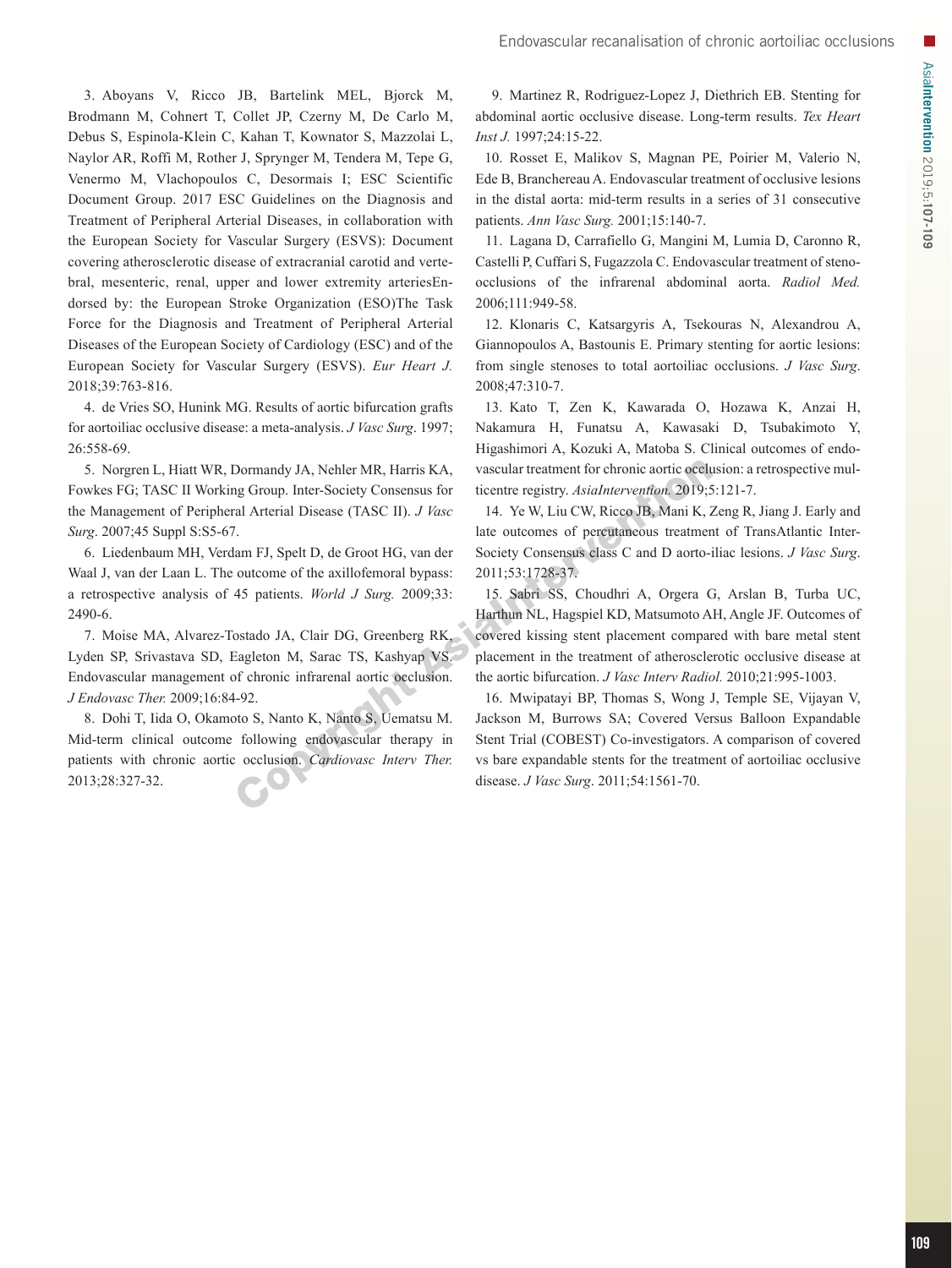3. Aboyans V, Ricco JB, Bartelink MEL, Bjorck M, Brodmann M, Cohnert T, Collet JP, Czerny M, De Carlo M, Debus S, Espinola-Klein C, Kahan T, Kownator S, Mazzolai L, Naylor AR, Roffi M, Rother J, Sprynger M, Tendera M, Tepe G, Venermo M, Vlachopoulos C, Desormais I; ESC Scientific Document Group. 2017 ESC Guidelines on the Diagnosis and Treatment of Peripheral Arterial Diseases, in collaboration with the European Society for Vascular Surgery (ESVS): Document covering atherosclerotic disease of extracranial carotid and vertebral, mesenteric, renal, upper and lower extremity arteriesEndorsed by: the European Stroke Organization (ESO)The Task Force for the Diagnosis and Treatment of Peripheral Arterial Diseases of the European Society of Cardiology (ESC) and of the European Society for Vascular Surgery (ESVS). *Eur Heart J.* 2018;39:763-816.

4. de Vries SO, Hunink MG. Results of aortic bifurcation grafts for aortoiliac occlusive disease: a meta-analysis. *J Vasc Surg*. 1997; 26:558-69.

5. Norgren L, Hiatt WR, Dormandy JA, Nehler MR, Harris KA, Fowkes FG; TASC II Working Group. Inter-Society Consensus for the Management of Peripheral Arterial Disease (TASC II). *J Vasc Surg*. 2007;45 Suppl S:S5-67.

6. Liedenbaum MH, Verdam FJ, Spelt D, de Groot HG, van der Waal J, van der Laan L. The outcome of the axillofemoral bypass: a retrospective analysis of 45 patients. *World J Surg.* 2009;33: 2490-6.

7. Moise MA, Alvarez-Tostado JA, Clair DG, Greenberg RK, Lyden SP, Srivastava SD, Eagleton M, Sarac TS, Kashyap VS. Endovascular management of chronic infrarenal aortic occlusion. *J Endovasc Ther.* 2009;16:84-92.

8. Dohi T, Iida O, Okamoto S, Nanto K, Nanto S, Uematsu M. Mid-term clinical outcome following endovascular therapy in patients with chronic aortic occlusion. *Cardiovasc Interv Ther.* 2013;28:327-32.

9. Martinez R, Rodriguez-Lopez J, Diethrich EB. Stenting for abdominal aortic occlusive disease. Long-term results. *Tex Heart Inst J.* 1997;24:15-22.

10. Rosset E, Malikov S, Magnan PE, Poirier M, Valerio N, Ede B, Branchereau A. Endovascular treatment of occlusive lesions in the distal aorta: mid-term results in a series of 31 consecutive patients. *Ann Vasc Surg.* 2001;15:140-7.

11. Lagana D, Carrafiello G, Mangini M, Lumia D, Caronno R, Castelli P, Cuffari S, Fugazzola C. Endovascular treatment of steno-occlusions of the infrarenal abdominal aorta. *Radiol Med.* 2006;111:949-58.

12. Klonaris C, Katsargyris A, Tsekouras N, Alexandrou A, Giannopoulos A, Bastounis E. Primary stenting for aortic lesions: from single stenoses to total aortoiliac occlusions. *J Vasc Surg*. 2008;47:310-7.

13. Kato T, Zen K, Kawarada O, Hozawa K, Anzai H, Nakamura H, Funatsu A, Kawasaki D, Tsubakimoto Y, Higashimori A, Kozuki A, Matoba S. Clinical outcomes of endovascular treatment for chronic aortic occlusion: a retrospective multicentre registry. *AsiaIntervention.* 2019;5:121-7.

14. Ye W, Liu CW, Ricco JB, Mani K, Zeng R, Jiang J. Early and late outcomes of percutaneous treatment of TransAtlantic Inter-Society Consensus class C and D aorto-iliac lesions. *J Vasc Surg*. 2011;53:1728-37.

15. Sabri SS, Choudhri A, Orgera G, Arslan B, Turba UC, Harthun NL, Hagspiel KD, Matsumoto AH, Angle JF. Outcomes of covered kissing stent placement compared with bare metal stent placement in the treatment of atherosclerotic occlusive disease at the aortic bifurcation. *J Vasc Interv Radiol.* 2010;21:995-1003.

16. Mwipatayi BP, Thomas S, Wong J, Temple SE, Vijayan V, Jackson M, Burrows SA; Covered Versus Balloon Expandable Stent Trial (COBEST) Co-investigators. A comparison of covered vs bare expandable stents for the treatment of aortoiliac occlusive disease. *J Vasc Surg*. 2011;54:1561-70.